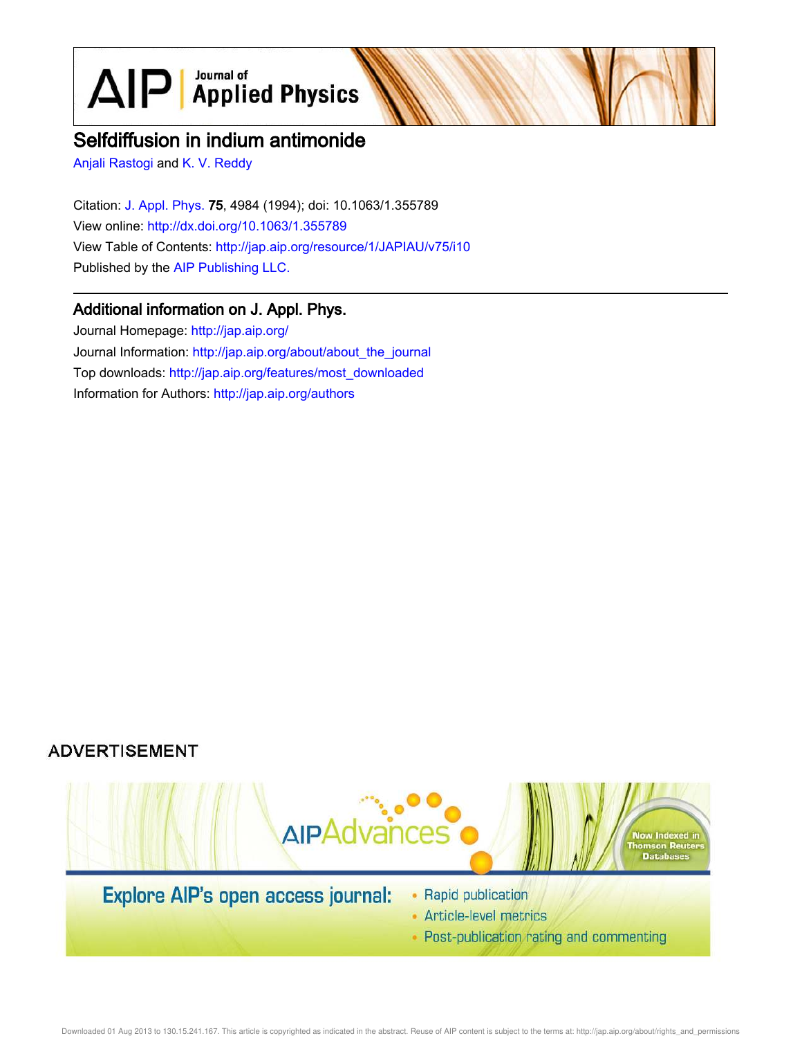# Selfdiffusion in indium antimonide

Anjali Rastogi and K. V. Reddy

Citation: J. Appl. Phys. **75**, 4984 (1994); doi: 10.1063/1.355789
View online: http://dx.doi.org/10.1063/1.355789
View Table of Contents: http://jap.aip.org/resource/1/JAPIAU/v75/i10
Published by the AIP Publishing LLC.

## Additional information on J. Appl. Phys.

Journal Homepage: http://jap.aip.org/
Journal Information: http://jap.aip.org/about/about_the_journal
Top downloads: http://jap.aip.org/features/most_downloaded
Information for Authors: http://jap.aip.org/authors

ADVERTISEMENT

AIPAdvances

Now Indexed in Thomson Reuters Databases

Explore AIP's open access journal:

- Rapid publication
- Article-level metrics
- Post-publication rating and commenting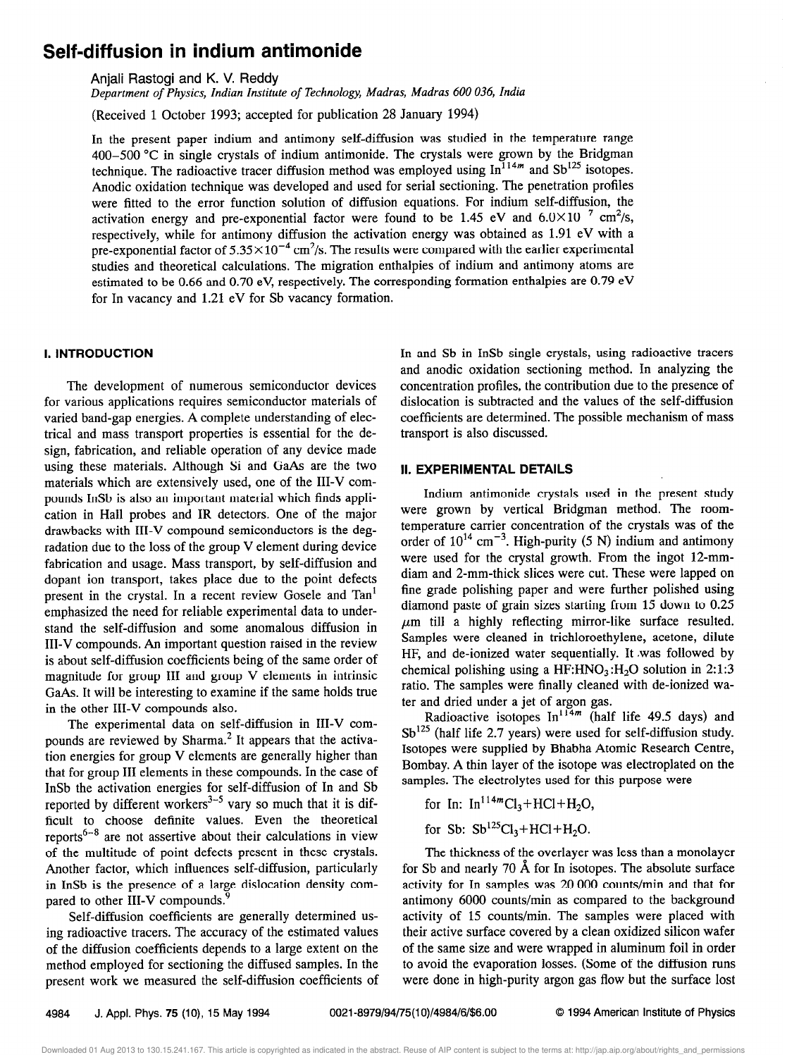# Self-diffusion in indium antimonide

Anjali Rastogi and K. V. Reddy

*Department of Physics, Indian Institute of Technology, Madras, Madras 600 036, India*

(Received 1 October 1993; accepted for publication 28 January 1994)

In the present paper indium and antimony self-diffusion was studied in the temperature range 400–500 °C in single crystals of indium antimonide. The crystals were grown by the Bridgman technique. The radioactive tracer diffusion method was employed using $In^{114m}$ and $Sb^{125}$ isotopes. Anodic oxidation technique was developed and used for serial sectioning. The penetration profiles were fitted to the error function solution of diffusion equations. For indium self-diffusion, the activation energy and pre-exponential factor were found to be 1.45 eV and $6.0\times10^{-7}$ cm$^2$/s, respectively, while for antimony diffusion the activation energy was obtained as 1.91 eV with a pre-exponential factor of $5.35\times10^{-4}$ cm$^2$/s. The results were compared with the earlier experimental studies and theoretical calculations. The migration enthalpies of indium and antimony atoms are estimated to be 0.66 and 0.70 eV, respectively. The corresponding formation enthalpies are 0.79 eV for In vacancy and 1.21 eV for Sb vacancy formation.

## I. INTRODUCTION

The development of numerous semiconductor devices for various applications requires semiconductor materials of varied band-gap energies. A complete understanding of electrical and mass transport properties is essential for the design, fabrication, and reliable operation of any device made using these materials. Although Si and GaAs are the two materials which are extensively used, one of the III-V compounds InSb is also an important material which finds application in Hall probes and IR detectors. One of the major drawbacks with III-V compound semiconductors is the degradation due to the loss of the group V element during device fabrication and usage. Mass transport, by self-diffusion and dopant ion transport, takes place due to the point defects present in the crystal. In a recent review Gosele and Tan[1] emphasized the need for reliable experimental data to understand the self-diffusion and some anomalous diffusion in III-V compounds. An important question raised in the review is about self-diffusion coefficients being of the same order of magnitude for group III and group V elements in intrinsic GaAs. It will be interesting to examine if the same holds true in the other III-V compounds also.

The experimental data on self-diffusion in III-V compounds are reviewed by Sharma.[2] It appears that the activation energies for group V elements are generally higher than that for group III elements in these compounds. In the case of InSb the activation energies for self-diffusion of In and Sb reported by different workers[3–5] vary so much that it is difficult to choose definite values. Even the theoretical reports[6–8] are not assertive about their calculations in view of the multitude of point defects present in these crystals. Another factor, which influences self-diffusion, particularly in InSb is the presence of a large dislocation density compared to other III-V compounds.[9]

Self-diffusion coefficients are generally determined using radioactive tracers. The accuracy of the estimated values of the diffusion coefficients depends to a large extent on the method employed for sectioning the diffused samples. In the present work we measured the self-diffusion coefficients of In and Sb in InSb single crystals, using radioactive tracers and anodic oxidation sectioning method. In analyzing the concentration profiles, the contribution due to the presence of dislocation is subtracted and the values of the self-diffusion coefficients are determined. The possible mechanism of mass transport is also discussed.

## II. EXPERIMENTAL DETAILS

Indium antimonide crystals used in the present study were grown by vertical Bridgman method. The room-temperature carrier concentration of the crystals was of the order of $10^{14}$ cm$^{-3}$. High-purity (5 N) indium and antimony were used for the crystal growth. From the ingot 12-mm-diam and 2-mm-thick slices were cut. These were lapped on fine grade polishing paper and were further polished using diamond paste of grain sizes starting from 15 down to 0.25 $\mu$m till a highly reflecting mirror-like surface resulted. Samples were cleaned in trichloroethylene, acetone, dilute HF, and de-ionized water sequentially. It was followed by chemical polishing using a $HF:HNO_3:H_2O$ solution in 2:1:3 ratio. The samples were finally cleaned with de-ionized water and dried under a jet of argon gas.

Radioactive isotopes $In^{114m}$ (half life 49.5 days) and $Sb^{125}$ (half life 2.7 years) were used for self-diffusion study. Isotopes were supplied by Bhabha Atomic Research Centre, Bombay. A thin layer of the isotope was electroplated on the samples. The electrolytes used for this purpose were

for In: $In^{114m}Cl_3+HCl+H_2O$,

for Sb: $Sb^{125}Cl_3+HCl+H_2O$.

The thickness of the overlayer was less than a monolayer for Sb and nearly 70 Å for In isotopes. The absolute surface activity for In samples was 20 000 counts/min and that for antimony 6000 counts/min as compared to the background activity of 15 counts/min. The samples were placed with their active surface covered by a clean oxidized silicon wafer of the same size and were wrapped in aluminum foil in order to avoid the evaporation losses. (Some of the diffusion runs were done in high-purity argon gas flow but the surface lost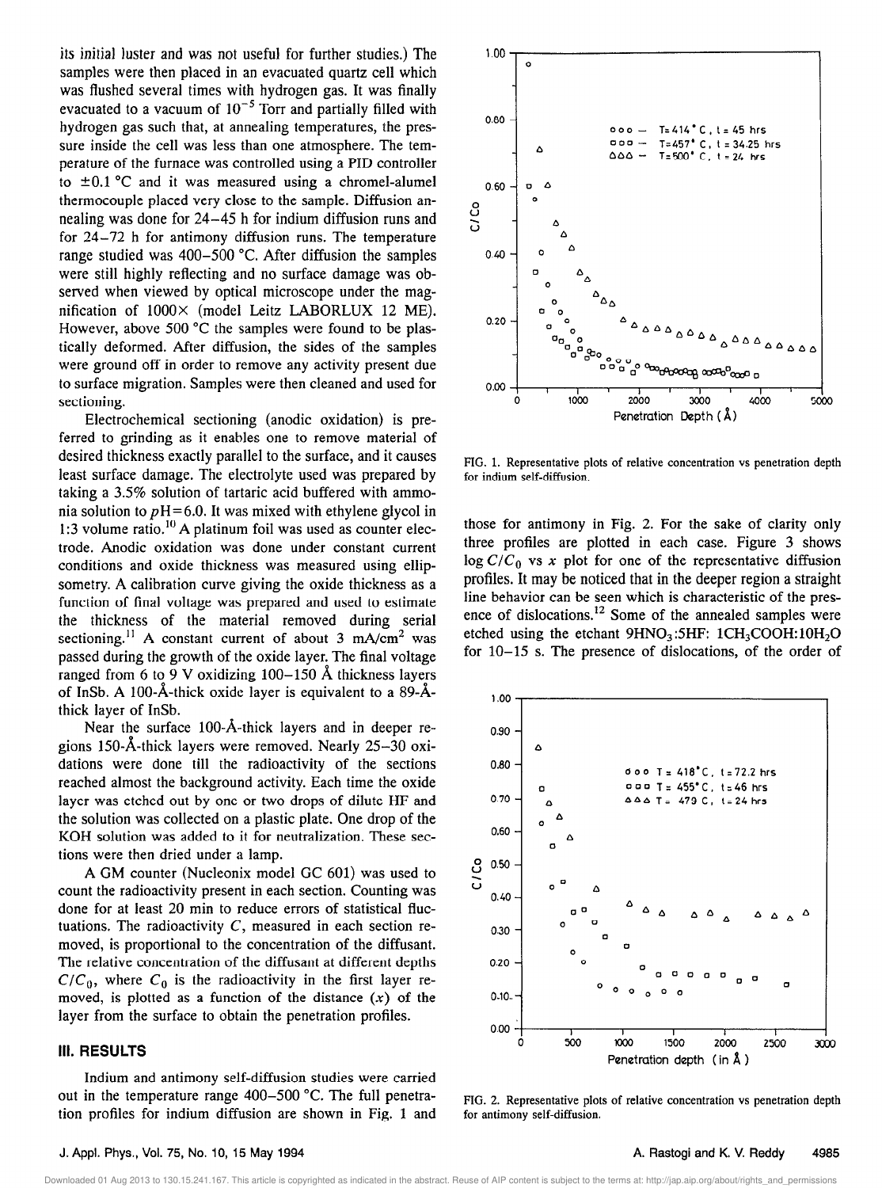its initial luster and was not useful for further studies.) The samples were then placed in an evacuated quartz cell which was flushed several times with hydrogen gas. It was finally evacuated to a vacuum of $10^{-5}$ Torr and partially filled with hydrogen gas such that, at annealing temperatures, the pressure inside the cell was less than one atmosphere. The temperature of the furnace was controlled using a PID controller to $\pm 0.1$ °C and it was measured using a chromel-alumel thermocouple placed very close to the sample. Diffusion annealing was done for 24–45 h for indium diffusion runs and for 24–72 h for antimony diffusion runs. The temperature range studied was 400–500 °C. After diffusion the samples were still highly reflecting and no surface damage was observed when viewed by optical microscope under the magnification of 1000× (model Leitz LABORLUX 12 ME). However, above 500 °C the samples were found to be plastically deformed. After diffusion, the sides of the samples were ground off in order to remove any activity present due to surface migration. Samples were then cleaned and used for sectioning.

Electrochemical sectioning (anodic oxidation) is preferred to grinding as it enables one to remove material of desired thickness exactly parallel to the surface, and it causes least surface damage. The electrolyte used was prepared by taking a 3.5% solution of tartaric acid buffered with ammonia solution to $pH = 6.0$. It was mixed with ethylene glycol in 1:3 volume ratio.[10] A platinum foil was used as counter electrode. Anodic oxidation was done under constant current conditions and oxide thickness was measured using ellipsometry. A calibration curve giving the oxide thickness as a function of final voltage was prepared and used to estimate the thickness of the material removed during serial sectioning.[11] A constant current of about 3 mA/cm$^2$ was passed during the growth of the oxide layer. The final voltage ranged from 6 to 9 V oxidizing 100–150 Å thickness layers of InSb. A 100-Å-thick oxide layer is equivalent to a 89-Å-thick layer of InSb.

Near the surface 100-Å-thick layers and in deeper regions 150-Å-thick layers were removed. Nearly 25–30 oxidations were done till the radioactivity of the sections reached almost the background activity. Each time the oxide layer was etched out by one or two drops of dilute HF and the solution was collected on a plastic plate. One drop of the KOH solution was added to it for neutralization. These sections were then dried under a lamp.

A GM counter (Nucleonix model GC 601) was used to count the radioactivity present in each section. Counting was done for at least 20 min to reduce errors of statistical fluctuations. The radioactivity $C$, measured in each section removed, is proportional to the concentration of the diffusant. The relative concentration of the diffusant at different depths $C/C_0$, where $C_0$ is the radioactivity in the first layer removed, is plotted as a function of the distance ($x$) of the layer from the surface to obtain the penetration profiles.

## III. RESULTS

Indium and antimony self-diffusion studies were carried out in the temperature range 400–500 °C. The full penetration profiles for indium diffusion are shown in Fig. 1 and those for antimony in Fig. 2. For the sake of clarity only three profiles are plotted in each case. Figure 3 shows $\log C/C_0$ vs $x$ plot for one of the representative diffusion profiles. It may be noticed that in the deeper region a straight line behavior can be seen which is characteristic of the presence of dislocations.[12] Some of the annealed samples were etched using the etchant $9HNO_3$:5HF: $1CH_3COOH$:$10H_2O$ for 10–15 s. The presence of dislocations, of the order of

FIG. 1. Representative plots of relative concentration vs penetration depth for indium self-diffusion.

FIG. 2. Representative plots of relative concentration vs penetration depth for antimony self-diffusion.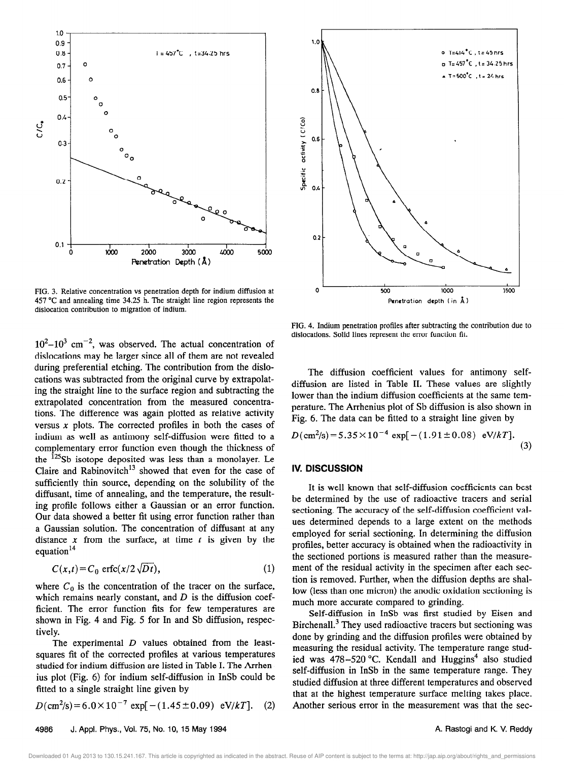FIG. 3. Relative concentration vs penetration depth for indium diffusion at 457 °C and annealing time 34.25 h. The straight line region represents the dislocation contribution to migration of indium.

FIG. 4. Indium penetration profiles after subtracting the contribution due to dislocations. Solid lines represent the error function fit.

$10^2$–$10^3$ cm$^{-2}$, was observed. The actual concentration of dislocations may be larger since all of them are not revealed during preferential etching. The contribution from the dislocations was subtracted from the original curve by extrapolating the straight line to the surface region and subtracting the extrapolated concentration from the measured concentrations. The difference was again plotted as relative activity versus $x$ plots. The corrected profiles in both the cases of indium as well as antimony self-diffusion were fitted to a complementary error function even though the thickness of the $^{125}$Sb isotope deposited was less than a monolayer. Le Claire and Rabinovitch[13] showed that even for the case of sufficiently thin source, depending on the solubility of the diffusant, time of annealing, and the temperature, the resulting profile follows either a Gaussian or an error function. Our data showed a better fit using error function rather than a Gaussian solution. The concentration of diffusant at any distance $x$ from the surface, at time $t$ is given by the equation[14]

$$C(x,t)=C_0 \operatorname{erfc}(x/2\sqrt{Dt}), \tag{1}$$

where $C_0$ is the concentration of the tracer on the surface, which remains nearly constant, and $D$ is the diffusion coefficient. The error function fits for few temperatures are shown in Fig. 4 and Fig. 5 for In and Sb diffusion, respectively.

The experimental $D$ values obtained from the least-squares fit of the corrected profiles at various temperatures studied for indium diffusion are listed in Table I. The Arrhenius plot (Fig. 6) for indium self-diffusion in InSb could be fitted to a single straight line given by

$$D(\text{cm}^2/\text{s})=6.0\times10^{-7} \exp[-(1.45\pm0.09)\ \text{eV}/kT]. \tag{2}$$

The diffusion coefficient values for antimony self-diffusion are listed in Table II. These values are slightly lower than the indium diffusion coefficients at the same temperature. The Arrhenius plot of Sb diffusion is also shown in Fig. 6. The data can be fitted to a straight line given by

$$D(\text{cm}^2/\text{s})=5.35\times10^{-4} \exp[-(1.91\pm0.08)\ \text{eV}/kT]. \tag{3}$$

## IV. DISCUSSION

It is well known that self-diffusion coefficients can best be determined by the use of radioactive tracers and serial sectioning. The accuracy of the self-diffusion coefficient values determined depends to a large extent on the methods employed for serial sectioning. In determining the diffusion profiles, better accuracy is obtained when the radioactivity in the sectioned portions is measured rather than the measurement of the residual activity in the specimen after each section is removed. Further, when the diffusion depths are shallow (less than one micron) the anodic oxidation sectioning is much more accurate compared to grinding.

Self-diffusion in InSb was first studied by Eisen and Birchenall.[3] They used radioactive tracers but sectioning was done by grinding and the diffusion profiles were obtained by measuring the residual activity. The temperature range studied was 478–520 °C. Kendall and Huggins[4] also studied self-diffusion in InSb in the same temperature range. They studied diffusion at three different temperatures and observed that at the highest temperature surface melting takes place. Another serious error in the measurement was that the sec-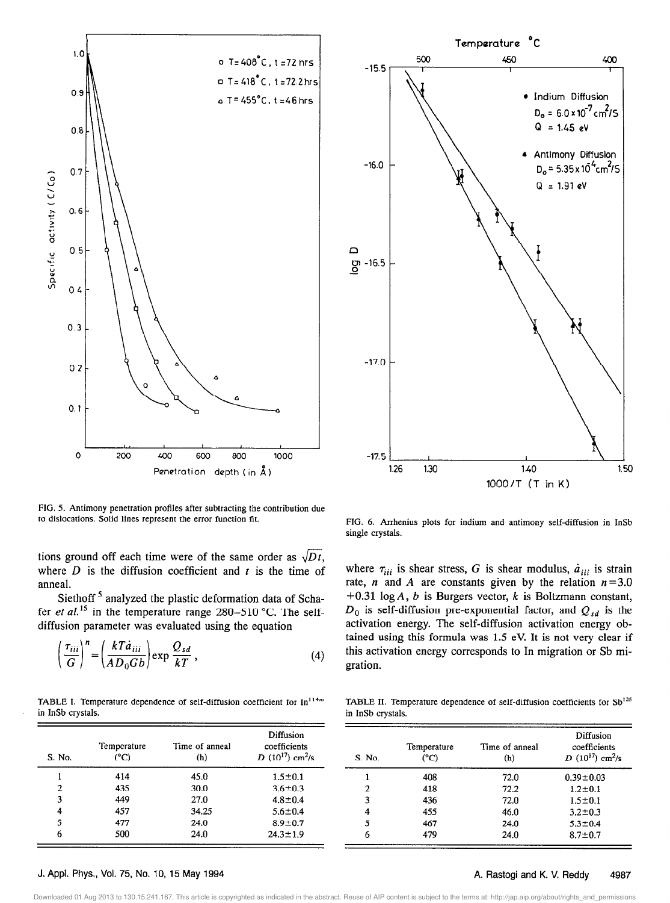FIG. 5. Antimony penetration profiles after subtracting the contribution due to dislocations. Solid lines represent the error function fit.

FIG. 6. Arrhenius plots for indium and antimony self-diffusion in InSb single crystals.

tions ground off each time were of the same order as $\sqrt{Dt}$, where $D$ is the diffusion coefficient and $t$ is the time of anneal.

Siethoff[5] analyzed the plastic deformation data of Schafer *et al.*[15] in the temperature range 280–510 °C. The self-diffusion parameter was evaluated using the equation

$$\left(\frac{\tau_{iii}}{G}\right)^n = \left(\frac{kT\dot{a}_{iii}}{AD_0Gb}\right)\exp\frac{Q_{sd}}{kT}, \tag{4}$$

where $\tau_{iii}$ is shear stress, $G$ is shear modulus, $\dot{a}_{iii}$ is strain rate, $n$ and $A$ are constants given by the relation $n=3.0+0.31\log A$, $b$ is Burgers vector, $k$ is Boltzmann constant, $D_0$ is self-diffusion pre-exponential factor, and $Q_{sd}$ is the activation energy. The self-diffusion activation energy obtained using this formula was 1.5 eV. It is not very clear if this activation energy corresponds to In migration or Sb migration.

TABLE I. Temperature dependence of self-diffusion coefficient for $In^{114m}$ in InSb crystals.

| S. No. | Temperature (°C) | Time of anneal (h) | Diffusion coefficients $D$ ($10^{17}$) cm²/s |
|---|---|---|---|
| 1 | 414 | 45.0 | 1.5±0.1 |
| 2 | 435 | 30.0 | 3.6±0.3 |
| 3 | 449 | 27.0 | 4.8±0.4 |
| 4 | 457 | 34.25 | 5.6±0.4 |
| 5 | 477 | 24.0 | 8.9±0.7 |
| 6 | 500 | 24.0 | 24.3±1.9 |

TABLE II. Temperature dependence of self-diffusion coefficients for $Sb^{125}$ in InSb crystals.

| S. No. | Temperature (°C) | Time of anneal (h) | Diffusion coefficients $D$ ($10^{17}$) cm²/s |
|---|---|---|---|
| 1 | 408 | 72.0 | 0.39±0.03 |
| 2 | 418 | 72.2 | 1.2±0.1 |
| 3 | 436 | 72.0 | 1.5±0.1 |
| 4 | 455 | 46.0 | 3.2±0.3 |
| 5 | 467 | 24.0 | 5.3±0.4 |
| 6 | 479 | 24.0 | 8.7±0.7 |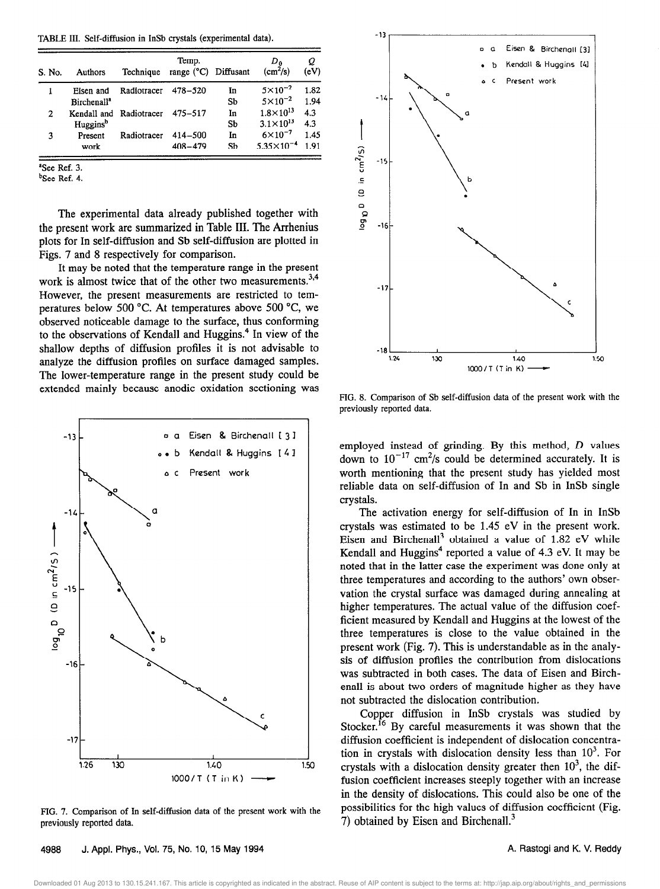TABLE III. Self-diffusion in InSb crystals (experimental data).

| S. No. | Authors | Technique | Temp. range (°C) | Diffusant | $D_0$ ($cm^2/s$) | $Q$ (eV) |
|---|---|---|---|---|---|---|
| 1 | Eisen and Birchenall[a] | Radiotracer | 478–520 | In | $5\times10^{-2}$ | 1.82 |
| | | | | Sb | $5\times10^{-2}$ | 1.94 |
| 2 | Kendall and Huggins[b] | Radiotracer | 475–517 | In | $1.8\times10^{13}$ | 4.3 |
| | | | | Sb | $3.1\times10^{13}$ | 4.3 |
| 3 | Present work | Radiotracer | 414–500 | In | $6\times10^{-7}$ | 1.45 |
| | | | 408–479 | Sb | $5.35\times10^{-4}$ | 1.91 |

[a]See Ref. 3.
[b]See Ref. 4.

The experimental data already published together with the present work are summarized in Table III. The Arrhenius plots for In self-diffusion and Sb self-diffusion are plotted in Figs. 7 and 8 respectively for comparison.

It may be noted that the temperature range in the present work is almost twice that of the other two measurements.[3,4] However, the present measurements are restricted to temperatures below 500 °C. At temperatures above 500 °C, we observed noticeable damage to the surface, thus conforming to the observations of Kendall and Huggins.[4] In view of the shallow depths of diffusion profiles it is not advisable to analyze the diffusion profiles on surface damaged samples. The lower-temperature range in the present study could be extended mainly because anodic oxidation sectioning was employed instead of grinding. By this method, $D$ values down to $10^{-17}$ $cm^2/s$ could be determined accurately. It is worth mentioning that the present study has yielded most reliable data on self-diffusion of In and Sb in InSb single crystals.

FIG. 7. Comparison of In self-diffusion data of the present work with the previously reported data.

FIG. 8. Comparison of Sb self-diffusion data of the present work with the previously reported data.

The activation energy for self-diffusion of In in InSb crystals was estimated to be 1.45 eV in the present work. Eisen and Birchenall[3] obtained a value of 1.82 eV while Kendall and Huggins[4] reported a value of 4.3 eV. It may be noted that in the latter case the experiment was done only at three temperatures and according to the authors' own observation the crystal surface was damaged during annealing at higher temperatures. The actual value of the diffusion coefficient measured by Kendall and Huggins at the lowest of the three temperatures is close to the value obtained in the present work (Fig. 7). This is understandable as in the analysis of diffusion profiles the contribution from dislocations was subtracted in both cases. The data of Eisen and Birchenall is about two orders of magnitude higher as they have not subtracted the dislocation contribution.

Copper diffusion in InSb crystals was studied by Stocker.[16] By careful measurements it was shown that the diffusion coefficient is independent of dislocation concentration in crystals with dislocation density less than $10^3$. For crystals with a dislocation density greater then $10^3$, the diffusion coefficient increases steeply together with an increase in the density of dislocations. This could also be one of the possibilities for the high values of diffusion coefficient (Fig. 7) obtained by Eisen and Birchenall.[3]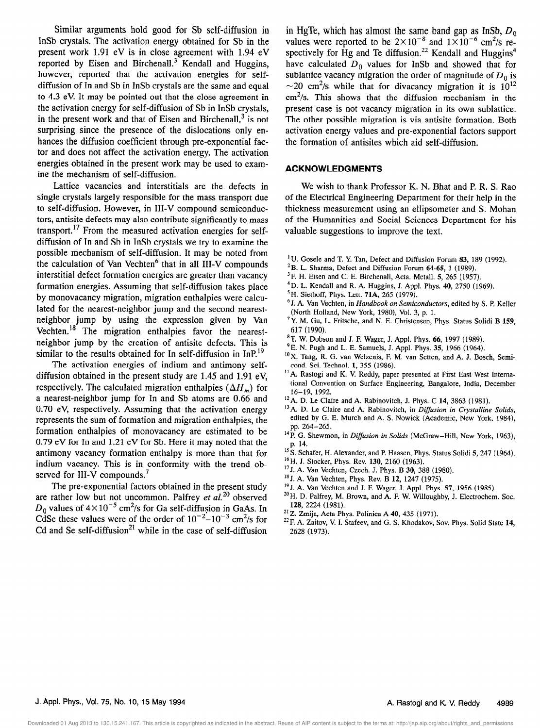Similar arguments hold good for Sb self-diffusion in InSb crystals. The activation energy obtained for Sb in the present work 1.91 eV is in close agreement with 1.94 eV reported by Eisen and Birchenall.[3] Kendall and Huggins, however, reported that the activation energies for self-diffusion of In and Sb in InSb crystals are the same and equal to 4.3 eV. It may be pointed out that the close agreement in the activation energy for self-diffusion of Sb in InSb crystals, in the present work and that of Eisen and Birchenall,[3] is not surprising since the presence of the dislocations only enhances the diffusion coefficient through pre-exponential factor and does not affect the activation energy. The activation energies obtained in the present work may be used to examine the mechanism of self-diffusion.

Lattice vacancies and interstitials are the defects in single crystals largely responsible for the mass transport due to self-diffusion. However, in III-V compound semiconductors, antisite defects may also contribute significantly to mass transport.[17] From the measured activation energies for self-diffusion of In and Sb in InSb crystals we try to examine the possible mechanism of self-diffusion. It may be noted from the calculation of Van Vechten[6] that in all III-V compounds interstitial defect formation energies are greater than vacancy formation energies. Assuming that self-diffusion takes place by monovacancy migration, migration enthalpies were calculated for the nearest-neighbor jump and the second nearest-neighbor jump by using the expression given by Van Vechten.[18] The migration enthalpies favor the nearest-neighbor jump by the creation of antisite defects. This is similar to the results obtained for In self-diffusion in InP.[19]

The activation energies of indium and antimony self-diffusion obtained in the present study are 1.45 and 1.91 eV, respectively. The calculated migration enthalpies ($\Delta H_m$) for a nearest-neighbor jump for In and Sb atoms are 0.66 and 0.70 eV, respectively. Assuming that the activation energy represents the sum of formation and migration enthalpies, the formation enthalpies of monovacancy are estimated to be 0.79 eV for In and 1.21 eV for Sb. Here it may noted that the antimony vacancy formation enthalpy is more than that for indium vacancy. This is in conformity with the trend observed for III-V compounds.[7]

The pre-exponential factors obtained in the present study are rather low but not uncommon. Palfrey *et al.*[20] observed $D_0$ values of $4\times10^{-5}$ cm$^2$/s for Ga self-diffusion in GaAs. In CdSe these values were of the order of $10^{-2}$–$10^{-3}$ cm$^2$/s for Cd and Se self-diffusion[21] while in the case of self-diffusion in HgTe, which has almost the same band gap as InSb, $D_0$ values were reported to be $2\times10^{-8}$ and $1\times10^{-6}$ cm$^2$/s respectively for Hg and Te diffusion.[22] Kendall and Huggins[4] have calculated $D_0$ values for InSb and showed that for sublattice vacancy migration the order of magnitude of $D_0$ is $\sim$20 cm$^2$/s while that for divacancy migration it is $10^{12}$ cm$^2$/s. This shows that the diffusion mechanism in the present case is not vacancy migration in its own sublattice. The other possible migration is via antisite formation. Both activation energy values and pre-exponential factors support the formation of antisites which aid self-diffusion.

## ACKNOWLEDGMENTS

We wish to thank Professor K. N. Bhat and P. R. S. Rao of the Electrical Engineering Department for their help in the thickness measurement using an ellipsometer and S. Mohan of the Humanities and Social Sciences Department for his valuable suggestions to improve the text.

[1] U. Gosele and T. Y. Tan, Defect and Diffusion Forum **83**, 189 (1992).
[2] B. L. Sharma, Defect and Diffusion Forum **64-65**, 1 (1989).
[3] F. H. Eisen and C. E. Birchenall, Acta. Metall. **5**, 265 (1957).
[4] D. L. Kendall and R. A. Huggins, J. Appl. Phys. **40**, 2750 (1969).
[5] H. Siethoff, Phys. Lett. **71A**, 265 (1979).
[6] J. A. Van Vechten, in *Handbook on Semiconductors*, edited by S. P. Keller (North Holland, New York, 1980), Vol. 3, p. 1.
[7] Y. M. Gu, L. Fritsche, and N. E. Christensen, Phys. Status Solidi B **159**, 617 (1990).
[8] T. W. Dobson and J. F. Wager, J. Appl. Phys. **66**, 1997 (1989).
[9] E. N. Pugh and L. E. Samuels, J. Appl. Phys. **35**, 1966 (1964).
[10] X. Tang, R. G. van Welzenis, F. M. van Setten, and A. J. Bosch, Semicond. Sci. Technol. **1**, 355 (1986).
[11] A. Rastogi and K. V. Reddy, paper presented at First East West International Convention on Surface Engineering, Bangalore, India, December 16–19, 1992.
[12] A. D. Le Claire and A. Rabinovitch, J. Phys. C **14**, 3863 (1981).
[13] A. D. Le Claire and A. Rabinovitch, in *Diffusion in Crystalline Solids*, edited by G. E. Murch and A. S. Nowick (Academic, New York, 1984), pp. 264–265.
[14] P. G. Shewmon, in *Diffusion in Solids* (McGraw–Hill, New York, 1963), p. 14.
[15] S. Schafer, H. Alexander, and P. Haasen, Phys. Status Solidi **5**, 247 (1964).
[16] H. J. Stocker, Phys. Rev. **130**, 2160 (1963).
[17] J. A. Van Vechten, Czech. J. Phys. B **30**, 388 (1980).
[18] J. A. Van Vechten, Phys. Rev. B **12**, 1247 (1975).
[19] J. A. Van Vechten and J. F. Wager, J. Appl. Phys. **57**, 1956 (1985).
[20] H. D. Palfrey, M. Brown, and A. F. W. Willoughby, J. Electrochem. Soc. **128**, 2224 (1981).
[21] Z. Zmija, Acta Phys. Polinica A **40**, 435 (1971).
[22] F. A. Zaitov, V. I. Stafeev, and G. S. Khodakov, Sov. Phys. Solid State **14**, 2628 (1973).